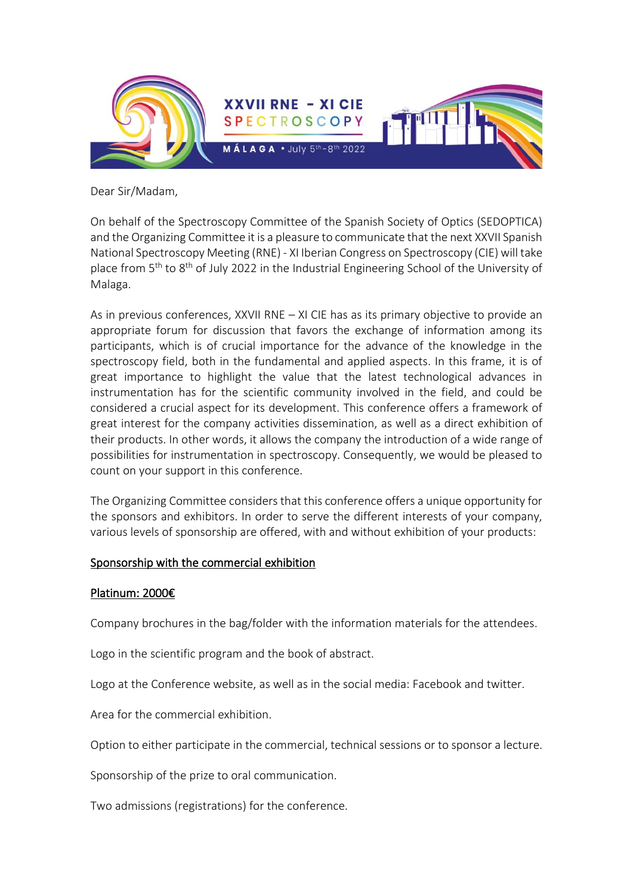XXVII RNE - XI CIE SPECTROSCOPY

MÁLAGA • July 5th-8th 2022

Dear Sir/Madam,

On behalf of the Spectroscopy Committee of the Spanish Society of Optics (SEDOPTICA) and the Organizing Committee it is a pleasure to communicate that the next XXVII Spanish National Spectroscopy Meeting (RNE) - XI Iberian Congress on Spectroscopy (CIE) will take place from 5th to 8th of July 2022 in the Industrial Engineering School of the University of Malaga.

As in previous conferences, XXVII RNE – XI CIE has as its primary objective to provide an appropriate forum for discussion that favors the exchange of information among its participants, which is of crucial importance for the advance of the knowledge in the spectroscopy field, both in the fundamental and applied aspects. In this frame, it is of great importance to highlight the value that the latest technological advances in instrumentation has for the scientific community involved in the field, and could be considered a crucial aspect for its development. This conference offers a framework of great interest for the company activities dissemination, as well as a direct exhibition of their products. In other words, it allows the company the introduction of a wide range of possibilities for instrumentation in spectroscopy. Consequently, we would be pleased to count on your support in this conference.

The Organizing Committee considers that this conference offers a unique opportunity for the sponsors and exhibitors. In order to serve the different interests of your company, various levels of sponsorship are offered, with and without exhibition of your products:

<u>Sponsorship with the commercial exhibition</u>

<u>Platinum: 2000€</u>

Company brochures in the bag/folder with the information materials for the attendees.

Logo in the scientific program and the book of abstract.

Logo at the Conference website, as well as in the social media: Facebook and twitter.

Area for the commercial exhibition.

Option to either participate in the commercial, technical sessions or to sponsor a lecture.

Sponsorship of the prize to oral communication.

Two admissions (registrations) for the conference.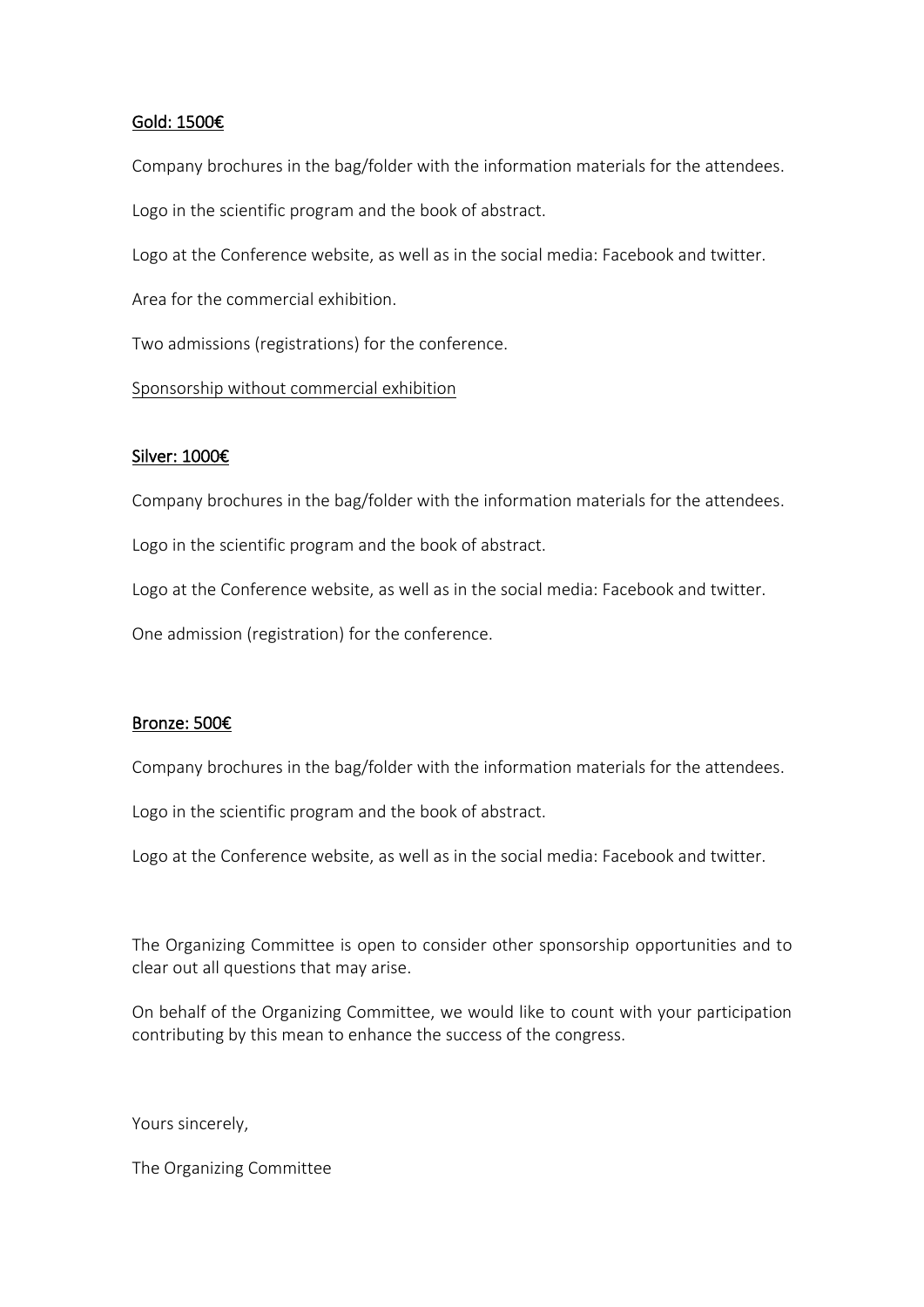## Gold: 1500€

Company brochures in the bag/folder with the information materials for the attendees.

Logo in the scientific program and the book of abstract.

Logo at the Conference website, as well as in the social media: Facebook and twitter.

Area for the commercial exhibition.

Two admissions (registrations) for the conference.

Sponsorship without commercial exhibition

## Silver: 1000€

Company brochures in the bag/folder with the information materials for the attendees.

Logo in the scientific program and the book of abstract.

Logo at the Conference website, as well as in the social media: Facebook and twitter.

One admission (registration) for the conference.

## Bronze: 500€

Company brochures in the bag/folder with the information materials for the attendees.

Logo in the scientific program and the book of abstract.

Logo at the Conference website, as well as in the social media: Facebook and twitter.

The Organizing Committee is open to consider other sponsorship opportunities and to clear out all questions that may arise.

On behalf of the Organizing Committee, we would like to count with your participation contributing by this mean to enhance the success of the congress.

Yours sincerely,

The Organizing Committee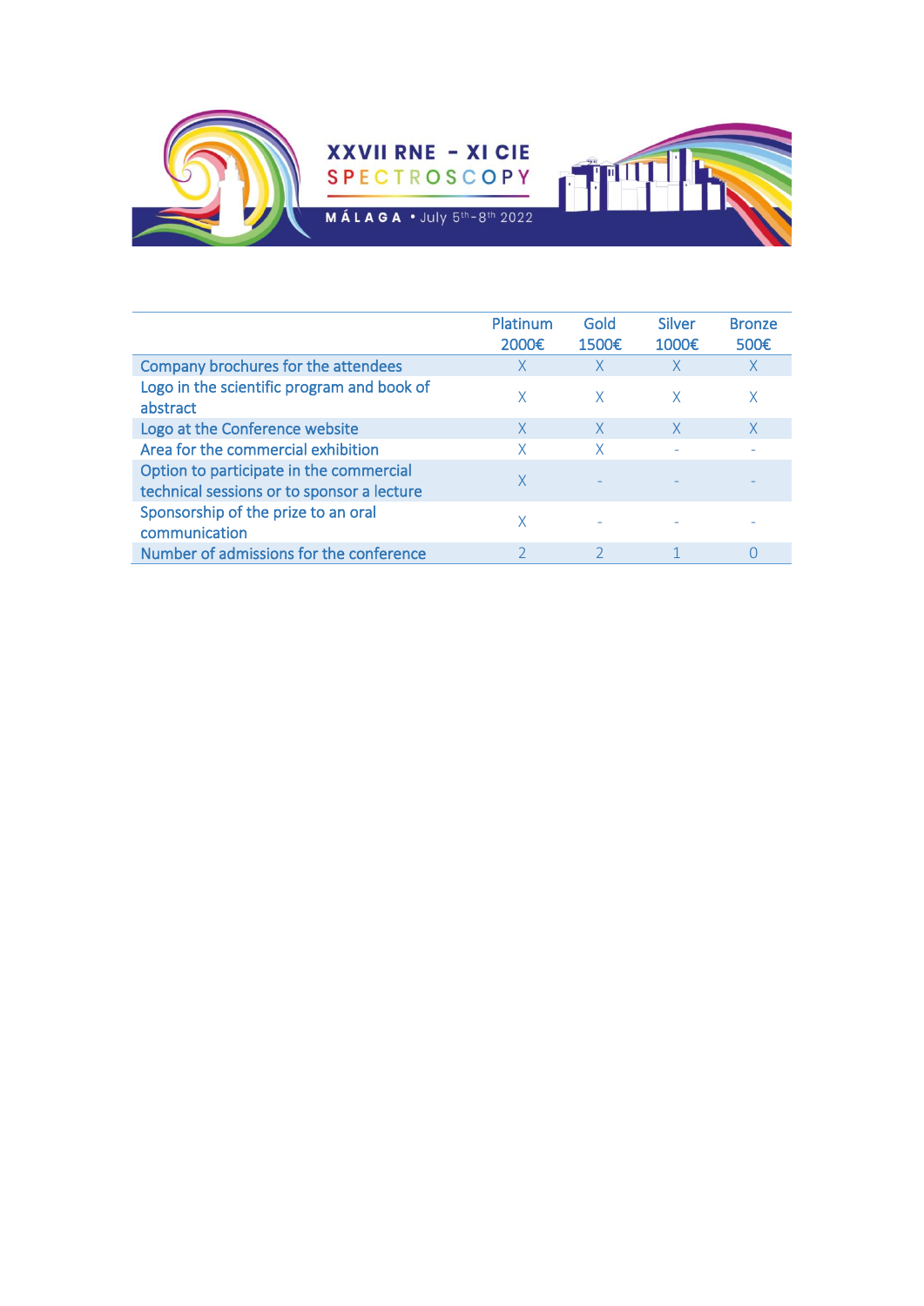XXVII RNE - XI CIE
SPECTROSCOPY
MÁLAGA • July 5th-8th 2022

| | Platinum 2000€ | Gold 1500€ | Silver 1000€ | Bronze 500€ |
|---|---|---|---|---|
| Company brochures for the attendees | X | X | X | X |
| Logo in the scientific program and book of abstract | X | X | X | X |
| Logo at the Conference website | X | X | X | X |
| Area for the commercial exhibition | X | X | - | - |
| Option to participate in the commercial technical sessions or to sponsor a lecture | X | - | - | - |
| Sponsorship of the prize to an oral communication | X | - | - | - |
| Number of admissions for the conference | 2 | 2 | 1 | 0 |